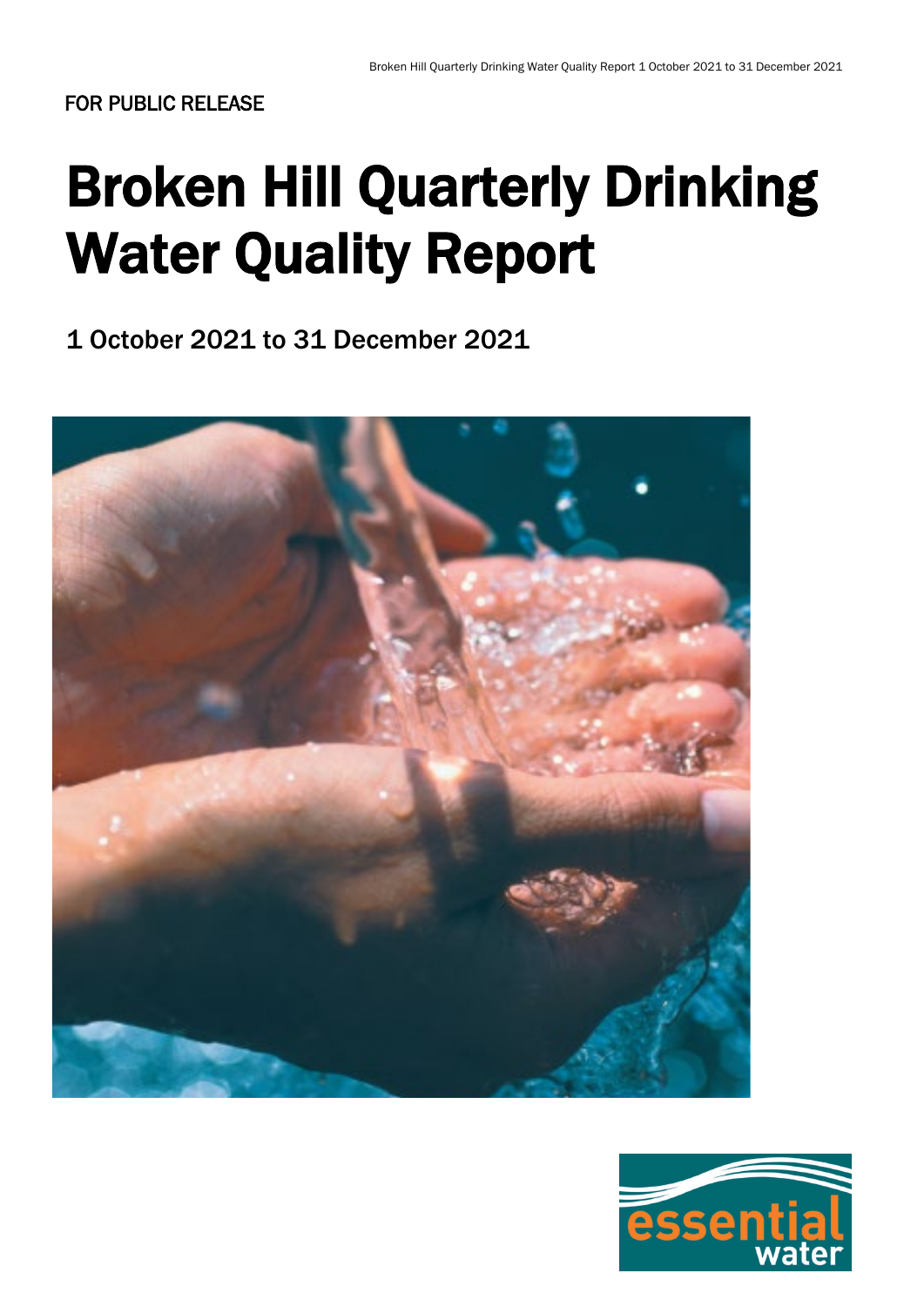FOR PUBLIC RELEASE

# Broken Hill Quarterly Drinking Water Quality Report

1 October 2021 to 31 December 2021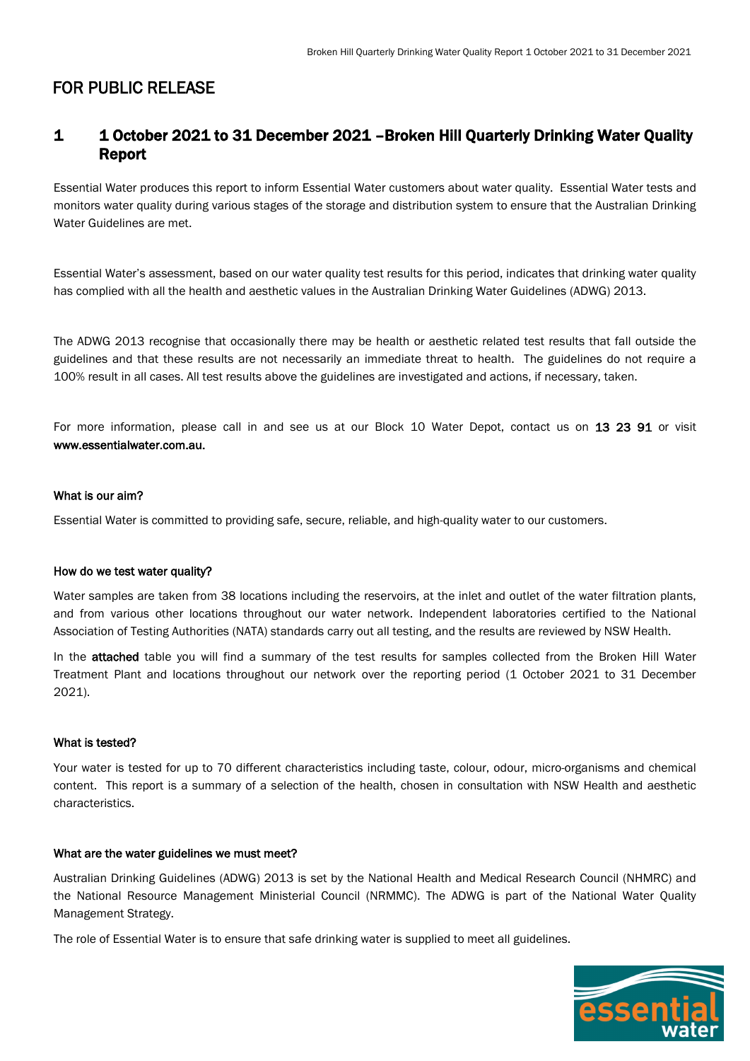FOR PUBLIC RELEASE

# 1 1 October 2021 to 31 December 2021 –Broken Hill Quarterly Drinking Water Quality Report

Essential Water produces this report to inform Essential Water customers about water quality. Essential Water tests and monitors water quality during various stages of the storage and distribution system to ensure that the Australian Drinking Water Guidelines are met.

Essential Water's assessment, based on our water quality test results for this period, indicates that drinking water quality has complied with all the health and aesthetic values in the Australian Drinking Water Guidelines (ADWG) 2013.

The ADWG 2013 recognise that occasionally there may be health or aesthetic related test results that fall outside the guidelines and that these results are not necessarily an immediate threat to health. The guidelines do not require a 100% result in all cases. All test results above the guidelines are investigated and actions, if necessary, taken.

For more information, please call in and see us at our Block 10 Water Depot, contact us on **13 23 91** or visit **www.essentialwater.com.au.**

#### What is our aim?

Essential Water is committed to providing safe, secure, reliable, and high-quality water to our customers.

#### How do we test water quality?

Water samples are taken from 38 locations including the reservoirs, at the inlet and outlet of the water filtration plants, and from various other locations throughout our water network. Independent laboratories certified to the National Association of Testing Authorities (NATA) standards carry out all testing, and the results are reviewed by NSW Health.

In the **attached** table you will find a summary of the test results for samples collected from the Broken Hill Water Treatment Plant and locations throughout our network over the reporting period (1 October 2021 to 31 December 2021).

#### What is tested?

Your water is tested for up to 70 different characteristics including taste, colour, odour, micro-organisms and chemical content. This report is a summary of a selection of the health, chosen in consultation with NSW Health and aesthetic characteristics.

#### What are the water guidelines we must meet?

Australian Drinking Guidelines (ADWG) 2013 is set by the National Health and Medical Research Council (NHMRC) and the National Resource Management Ministerial Council (NRMMC). The ADWG is part of the National Water Quality Management Strategy.

The role of Essential Water is to ensure that safe drinking water is supplied to meet all guidelines.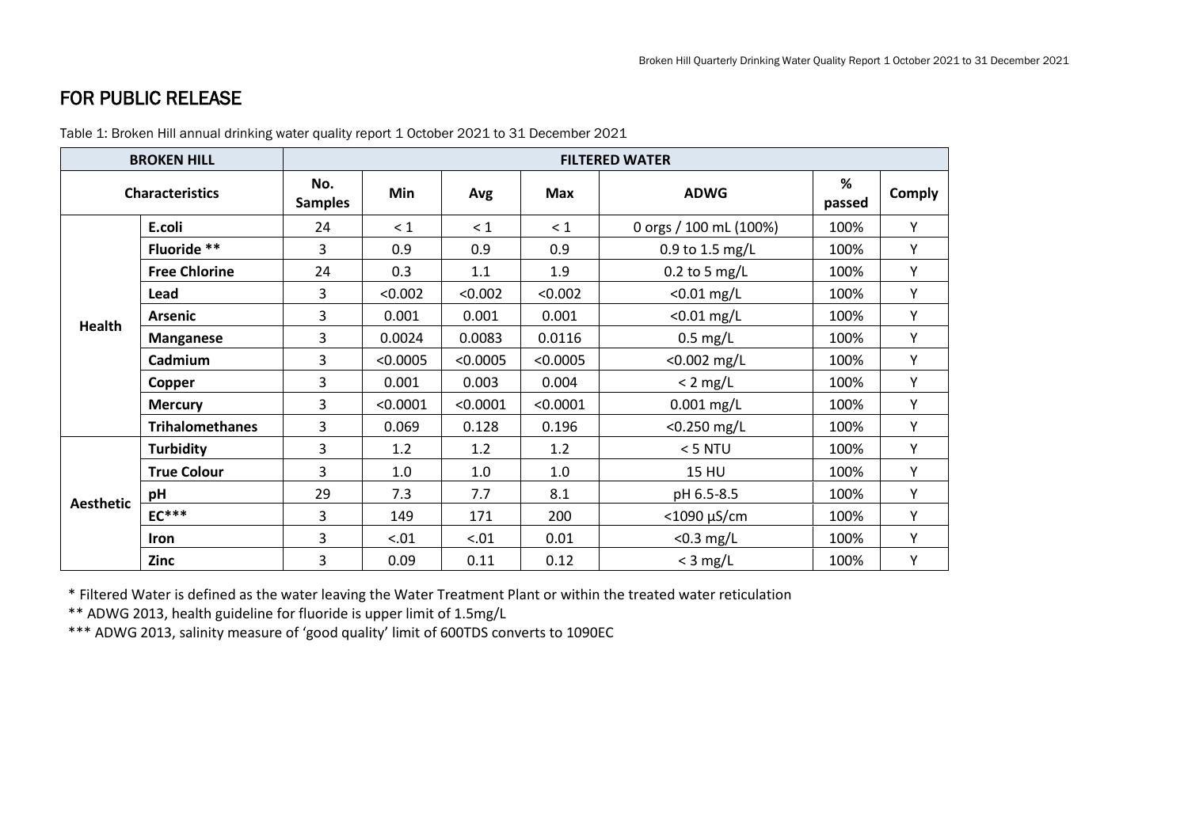## FOR PUBLIC RELEASE

Table 1: Broken Hill annual drinking water quality report 1 October 2021 to 31 December 2021

| BROKEN HILL | | FILTERED WATER | | | | | | |
|---|---|---|---|---|---|---|---|---|
| **Characteristics** | | **No. Samples** | **Min** | **Avg** | **Max** | **ADWG** | **% passed** | **Comply** |
| **Health** | **E.coli** | 24 | < 1 | < 1 | < 1 | 0 orgs / 100 mL (100%) | 100% | Y |
| | **Fluoride \*\*** | 3 | 0.9 | 0.9 | 0.9 | 0.9 to 1.5 mg/L | 100% | Y |
| | **Free Chlorine** | 24 | 0.3 | 1.1 | 1.9 | 0.2 to 5 mg/L | 100% | Y |
| | **Lead** | 3 | <0.002 | <0.002 | <0.002 | <0.01 mg/L | 100% | Y |
| | **Arsenic** | 3 | 0.001 | 0.001 | 0.001 | <0.01 mg/L | 100% | Y |
| | **Manganese** | 3 | 0.0024 | 0.0083 | 0.0116 | 0.5 mg/L | 100% | Y |
| | **Cadmium** | 3 | <0.0005 | <0.0005 | <0.0005 | <0.002 mg/L | 100% | Y |
| | **Copper** | 3 | 0.001 | 0.003 | 0.004 | < 2 mg/L | 100% | Y |
| | **Mercury** | 3 | <0.0001 | <0.0001 | <0.0001 | 0.001 mg/L | 100% | Y |
| | **Trihalomethanes** | 3 | 0.069 | 0.128 | 0.196 | <0.250 mg/L | 100% | Y |
| **Aesthetic** | **Turbidity** | 3 | 1.2 | 1.2 | 1.2 | < 5 NTU | 100% | Y |
| | **True Colour** | 3 | 1.0 | 1.0 | 1.0 | 15 HU | 100% | Y |
| | **pH** | 29 | 7.3 | 7.7 | 8.1 | pH 6.5-8.5 | 100% | Y |
| | **EC\*\*\*** | 3 | 149 | 171 | 200 | <1090 µS/cm | 100% | Y |
| | **Iron** | 3 | <.01 | <.01 | 0.01 | <0.3 mg/L | 100% | Y |
| | **Zinc** | 3 | 0.09 | 0.11 | 0.12 | < 3 mg/L | 100% | Y |

\* Filtered Water is defined as the water leaving the Water Treatment Plant or within the treated water reticulation

\*\* ADWG 2013, health guideline for fluoride is upper limit of 1.5mg/L

\*\*\* ADWG 2013, salinity measure of 'good quality' limit of 600TDS converts to 1090EC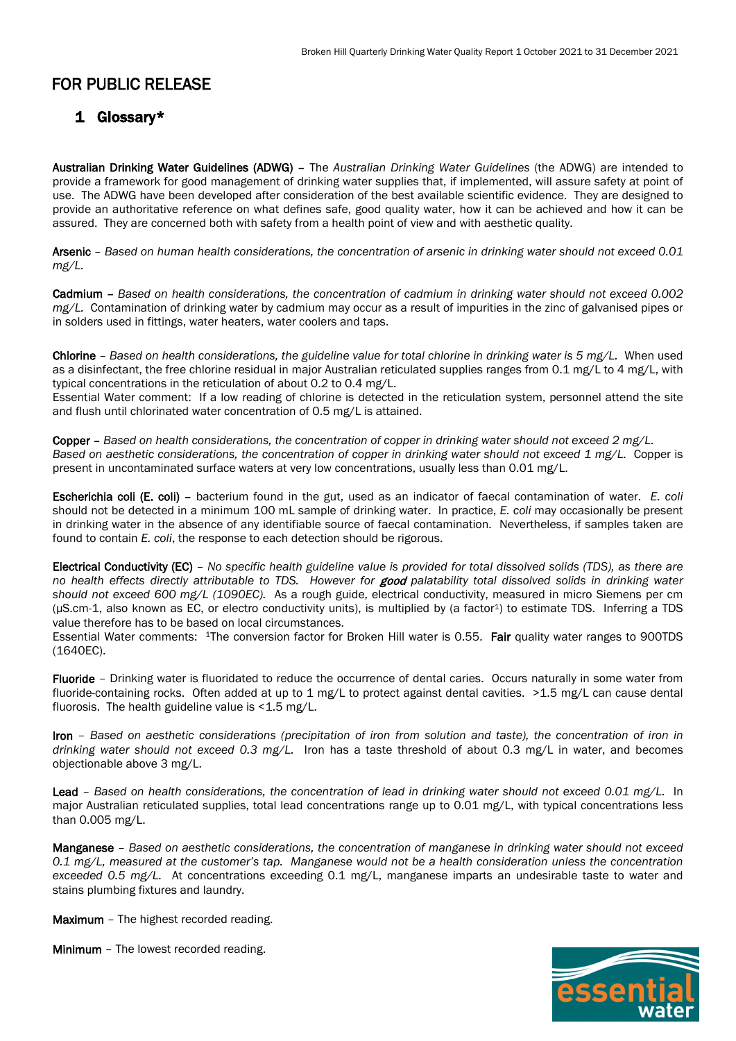FOR PUBLIC RELEASE

## 1 Glossary*

**Australian Drinking Water Guidelines (ADWG)** – The *Australian Drinking Water Guidelines* (the ADWG) are intended to provide a framework for good management of drinking water supplies that, if implemented, will assure safety at point of use. The ADWG have been developed after consideration of the best available scientific evidence. They are designed to provide an authoritative reference on what defines safe, good quality water, how it can be achieved and how it can be assured. They are concerned both with safety from a health point of view and with aesthetic quality.

**Arsenic** – *Based on human health considerations, the concentration of arsenic in drinking water should not exceed 0.01 mg/L.*

**Cadmium** – *Based on health considerations, the concentration of cadmium in drinking water should not exceed 0.002 mg/L.* Contamination of drinking water by cadmium may occur as a result of impurities in the zinc of galvanised pipes or in solders used in fittings, water heaters, water coolers and taps.

**Chlorine** – *Based on health considerations, the guideline value for total chlorine in drinking water is 5 mg/L.* When used as a disinfectant, the free chlorine residual in major Australian reticulated supplies ranges from 0.1 mg/L to 4 mg/L, with typical concentrations in the reticulation of about 0.2 to 0.4 mg/L.
Essential Water comment: If a low reading of chlorine is detected in the reticulation system, personnel attend the site and flush until chlorinated water concentration of 0.5 mg/L is attained.

**Copper** – *Based on health considerations, the concentration of copper in drinking water should not exceed 2 mg/L. Based on aesthetic considerations, the concentration of copper in drinking water should not exceed 1 mg/L.* Copper is present in uncontaminated surface waters at very low concentrations, usually less than 0.01 mg/L.

**Escherichia coli (E. coli)** – bacterium found in the gut, used as an indicator of faecal contamination of water. *E. coli* should not be detected in a minimum 100 mL sample of drinking water. In practice, *E. coli* may occasionally be present in drinking water in the absence of any identifiable source of faecal contamination. Nevertheless, if samples taken are found to contain *E. coli*, the response to each detection should be rigorous.

**Electrical Conductivity (EC)** – *No specific health guideline value is provided for total dissolved solids (TDS), as there are no health effects directly attributable to TDS. However for* ***good*** *palatability total dissolved solids in drinking water should not exceed 600 mg/L (1090EC).* As a rough guide, electrical conductivity, measured in micro Siemens per cm (µS.cm-1, also known as EC, or electro conductivity units), is multiplied by (a factor[1]) to estimate TDS. Inferring a TDS value therefore has to be based on local circumstances.
Essential Water comments: [1]The conversion factor for Broken Hill water is 0.55. **Fair** quality water ranges to 900TDS (1640EC).

**Fluoride** – Drinking water is fluoridated to reduce the occurrence of dental caries. Occurs naturally in some water from fluoride-containing rocks. Often added at up to 1 mg/L to protect against dental cavities. >1.5 mg/L can cause dental fluorosis. The health guideline value is <1.5 mg/L.

**Iron** – *Based on aesthetic considerations (precipitation of iron from solution and taste), the concentration of iron in drinking water should not exceed 0.3 mg/L.* Iron has a taste threshold of about 0.3 mg/L in water, and becomes objectionable above 3 mg/L.

**Lead** – *Based on health considerations, the concentration of lead in drinking water should not exceed 0.01 mg/L.* In major Australian reticulated supplies, total lead concentrations range up to 0.01 mg/L, with typical concentrations less than 0.005 mg/L.

**Manganese** – *Based on aesthetic considerations, the concentration of manganese in drinking water should not exceed 0.1 mg/L, measured at the customer's tap. Manganese would not be a health consideration unless the concentration exceeded 0.5 mg/L.* At concentrations exceeding 0.1 mg/L, manganese imparts an undesirable taste to water and stains plumbing fixtures and laundry.

**Maximum** – The highest recorded reading.

**Minimum** – The lowest recorded reading.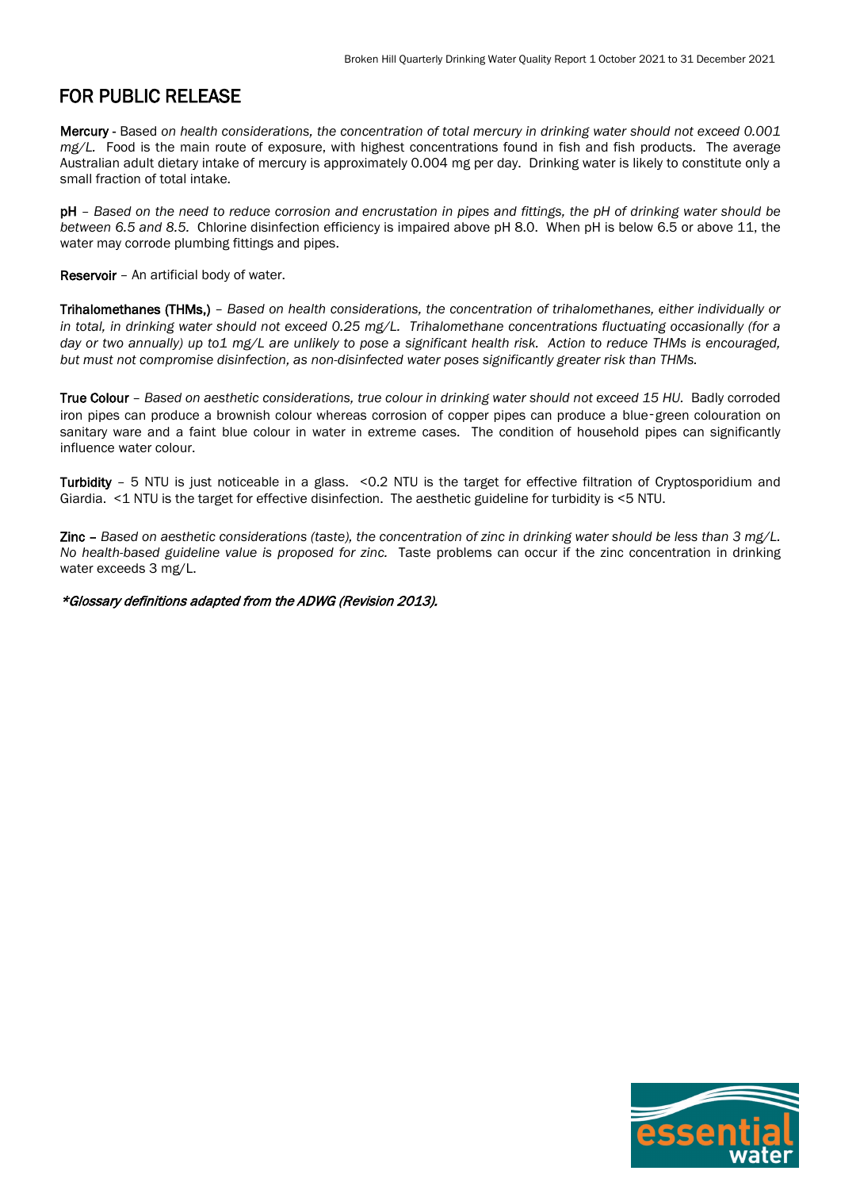# FOR PUBLIC RELEASE

**Mercury** - Based *on health considerations, the concentration of total mercury in drinking water should not exceed 0.001 mg/L.* Food is the main route of exposure, with highest concentrations found in fish and fish products. The average Australian adult dietary intake of mercury is approximately 0.004 mg per day. Drinking water is likely to constitute only a small fraction of total intake.

**pH** – *Based on the need to reduce corrosion and encrustation in pipes and fittings, the pH of drinking water should be between 6.5 and 8.5.* Chlorine disinfection efficiency is impaired above pH 8.0. When pH is below 6.5 or above 11, the water may corrode plumbing fittings and pipes.

**Reservoir** – An artificial body of water.

**Trihalomethanes (THMs,)** – *Based on health considerations, the concentration of trihalomethanes, either individually or in total, in drinking water should not exceed 0.25 mg/L. Trihalomethane concentrations fluctuating occasionally (for a day or two annually) up to1 mg/L are unlikely to pose a significant health risk. Action to reduce THMs is encouraged, but must not compromise disinfection, as non-disinfected water poses significantly greater risk than THMs.*

**True Colour** – *Based on aesthetic considerations, true colour in drinking water should not exceed 15 HU.* Badly corroded iron pipes can produce a brownish colour whereas corrosion of copper pipes can produce a blue-green colouration on sanitary ware and a faint blue colour in water in extreme cases. The condition of household pipes can significantly influence water colour.

**Turbidity** – 5 NTU is just noticeable in a glass. <0.2 NTU is the target for effective filtration of Cryptosporidium and Giardia. <1 NTU is the target for effective disinfection. The aesthetic guideline for turbidity is <5 NTU.

**Zinc** – *Based on aesthetic considerations (taste), the concentration of zinc in drinking water should be less than 3 mg/L. No health-based guideline value is proposed for zinc.* Taste problems can occur if the zinc concentration in drinking water exceeds 3 mg/L.

***Glossary definitions adapted from the ADWG (Revision 2013).***